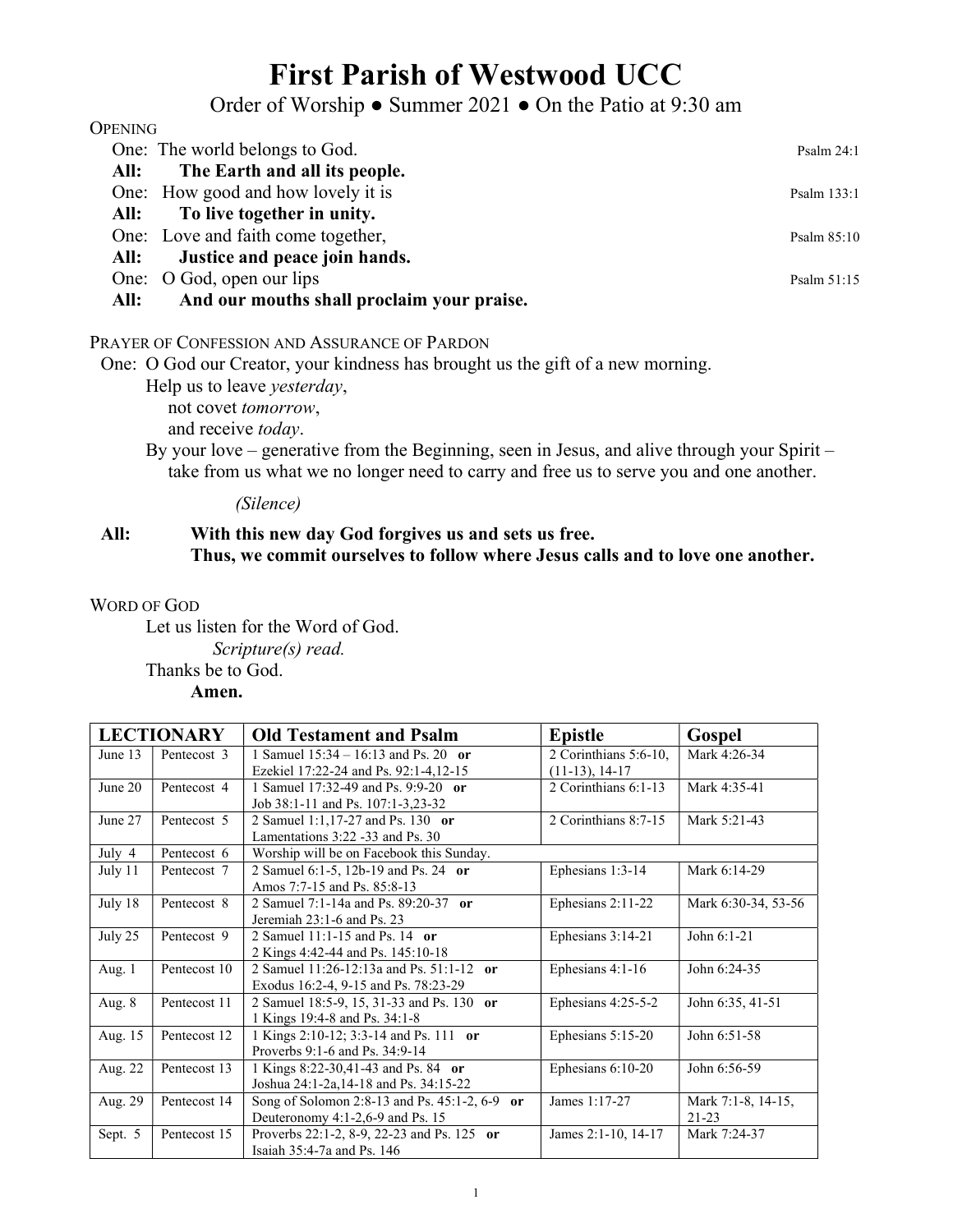# First Parish of Westwood UCC

Order of Worship ● Summer 2021 ● On the Patio at 9:30 am

## OPENING

One: The world belongs to God. — Psalm 24:1

**All: The Earth and all its people.**

One: How good and how lovely it is — Psalm 133:1

**All: To live together in unity.**

One: Love and faith come together, — Psalm 85:10

**All: Justice and peace join hands.**

One: O God, open our lips — Psalm 51:15

**All: And our mouths shall proclaim your praise.**

## PRAYER OF CONFESSION AND ASSURANCE OF PARDON

One: O God our Creator, your kindness has brought us the gift of a new morning.
Help us to leave *yesterday*,
not covet *tomorrow*,
and receive *today*.
By your love – generative from the Beginning, seen in Jesus, and alive through your Spirit – take from us what we no longer need to carry and free us to serve you and one another.

*(Silence)*

**All: With this new day God forgives us and sets us free.
Thus, we commit ourselves to follow where Jesus calls and to love one another.**

## WORD OF GOD

Let us listen for the Word of God.

*Scripture(s) read.*

Thanks be to God.

**Amen.**

| LECTIONARY | | Old Testament and Psalm | Epistle | Gospel |
|---|---|---|---|---|
| June 13 | Pentecost 3 | 1 Samuel 15:34 – 16:13 and Ps. 20 **or** Ezekiel 17:22-24 and Ps. 92:1-4,12-15 | 2 Corinthians 5:6-10, (11-13), 14-17 | Mark 4:26-34 |
| June 20 | Pentecost 4 | 1 Samuel 17:32-49 and Ps. 9:9-20 **or** Job 38:1-11 and Ps. 107:1-3,23-32 | 2 Corinthians 6:1-13 | Mark 4:35-41 |
| June 27 | Pentecost 5 | 2 Samuel 1:1,17-27 and Ps. 130 **or** Lamentations 3:22 -33 and Ps. 30 | 2 Corinthians 8:7-15 | Mark 5:21-43 |
| July 4 | Pentecost 6 | Worship will be on Facebook this Sunday. | | |
| July 11 | Pentecost 7 | 2 Samuel 6:1-5, 12b-19 and Ps. 24 **or** Amos 7:7-15 and Ps. 85:8-13 | Ephesians 1:3-14 | Mark 6:14-29 |
| July 18 | Pentecost 8 | 2 Samuel 7:1-14a and Ps. 89:20-37 **or** Jeremiah 23:1-6 and Ps. 23 | Ephesians 2:11-22 | Mark 6:30-34, 53-56 |
| July 25 | Pentecost 9 | 2 Samuel 11:1-15 and Ps. 14 **or** 2 Kings 4:42-44 and Ps. 145:10-18 | Ephesians 3:14-21 | John 6:1-21 |
| Aug. 1 | Pentecost 10 | 2 Samuel 11:26-12:13a and Ps. 51:1-12 **or** Exodus 16:2-4, 9-15 and Ps. 78:23-29 | Ephesians 4:1-16 | John 6:24-35 |
| Aug. 8 | Pentecost 11 | 2 Samuel 18:5-9, 15, 31-33 and Ps. 130 **or** 1 Kings 19:4-8 and Ps. 34:1-8 | Ephesians 4:25-5-2 | John 6:35, 41-51 |
| Aug. 15 | Pentecost 12 | 1 Kings 2:10-12; 3:3-14 and Ps. 111 **or** Proverbs 9:1-6 and Ps. 34:9-14 | Ephesians 5:15-20 | John 6:51-58 |
| Aug. 22 | Pentecost 13 | 1 Kings 8:22-30,41-43 and Ps. 84 **or** Joshua 24:1-2a,14-18 and Ps. 34:15-22 | Ephesians 6:10-20 | John 6:56-59 |
| Aug. 29 | Pentecost 14 | Song of Solomon 2:8-13 and Ps. 45:1-2, 6-9 **or** Deuteronomy 4:1-2,6-9 and Ps. 15 | James 1:17-27 | Mark 7:1-8, 14-15, 21-23 |
| Sept. 5 | Pentecost 15 | Proverbs 22:1-2, 8-9, 22-23 and Ps. 125 **or** Isaiah 35:4-7a and Ps. 146 | James 2:1-10, 14-17 | Mark 7:24-37 |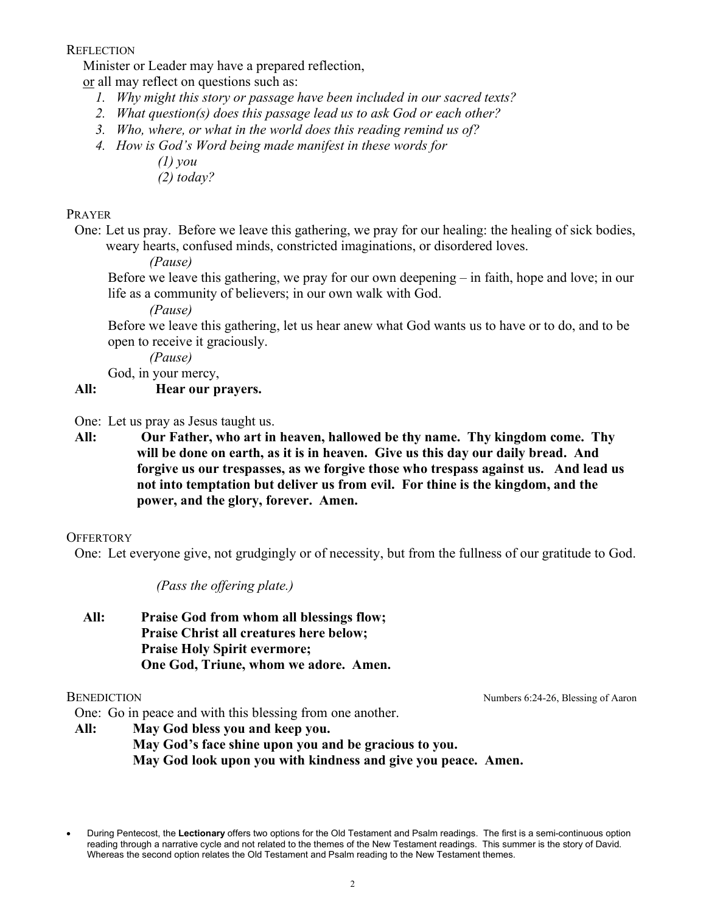## Reflection

Minister or Leader may have a prepared reflection,
or all may reflect on questions such as:

1. *Why might this story or passage have been included in our sacred texts?*
2. *What question(s) does this passage lead us to ask God or each other?*
3. *Who, where, or what in the world does this reading remind us of?*
4. *How is God's Word being made manifest in these words for*
   *(1) you*
   *(2) today?*

## Prayer

One: Let us pray. Before we leave this gathering, we pray for our healing: the healing of sick bodies, weary hearts, confused minds, constricted imaginations, or disordered loves.

*(Pause)*

Before we leave this gathering, we pray for our own deepening – in faith, hope and love; in our life as a community of believers; in our own walk with God.

*(Pause)*

Before we leave this gathering, let us hear anew what God wants us to have or to do, and to be open to receive it graciously.

*(Pause)*

God, in your mercy,

**All: Hear our prayers.**

One: Let us pray as Jesus taught us.

**All: Our Father, who art in heaven, hallowed be thy name. Thy kingdom come. Thy will be done on earth, as it is in heaven. Give us this day our daily bread. And forgive us our trespasses, as we forgive those who trespass against us. And lead us not into temptation but deliver us from evil. For thine is the kingdom, and the power, and the glory, forever. Amen.**

## Offertory

One: Let everyone give, not grudgingly or of necessity, but from the fullness of our gratitude to God.

*(Pass the offering plate.)*

**All: Praise God from whom all blessings flow;**
**Praise Christ all creatures here below;**
**Praise Holy Spirit evermore;**
**One God, Triune, whom we adore. Amen.**

## Benediction

Numbers 6:24-26, Blessing of Aaron

One: Go in peace and with this blessing from one another.

**All: May God bless you and keep you.**
**May God's face shine upon you and be gracious to you.**
**May God look upon you with kindness and give you peace. Amen.**

- During Pentecost, the **Lectionary** offers two options for the Old Testament and Psalm readings. The first is a semi-continuous option reading through a narrative cycle and not related to the themes of the New Testament readings. This summer is the story of David. Whereas the second option relates the Old Testament and Psalm reading to the New Testament themes.